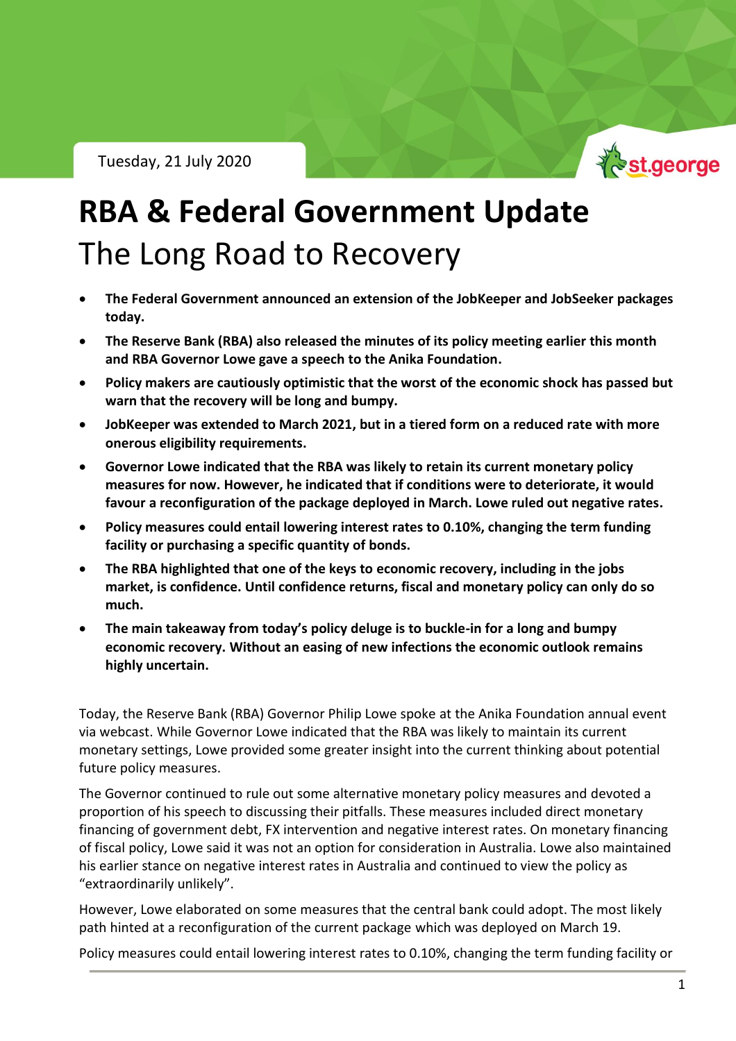Tuesday, 21 July 2020

# RBA & Federal Government Update

## The Long Road to Recovery

- **The Federal Government announced an extension of the JobKeeper and JobSeeker packages today.**
- **The Reserve Bank (RBA) also released the minutes of its policy meeting earlier this month and RBA Governor Lowe gave a speech to the Anika Foundation.**
- **Policy makers are cautiously optimistic that the worst of the economic shock has passed but warn that the recovery will be long and bumpy.**
- **JobKeeper was extended to March 2021, but in a tiered form on a reduced rate with more onerous eligibility requirements.**
- **Governor Lowe indicated that the RBA was likely to retain its current monetary policy measures for now. However, he indicated that if conditions were to deteriorate, it would favour a reconfiguration of the package deployed in March. Lowe ruled out negative rates.**
- **Policy measures could entail lowering interest rates to 0.10%, changing the term funding facility or purchasing a specific quantity of bonds.**
- **The RBA highlighted that one of the keys to economic recovery, including in the jobs market, is confidence. Until confidence returns, fiscal and monetary policy can only do so much.**
- **The main takeaway from today's policy deluge is to buckle-in for a long and bumpy economic recovery. Without an easing of new infections the economic outlook remains highly uncertain.**

Today, the Reserve Bank (RBA) Governor Philip Lowe spoke at the Anika Foundation annual event via webcast. While Governor Lowe indicated that the RBA was likely to maintain its current monetary settings, Lowe provided some greater insight into the current thinking about potential future policy measures.

The Governor continued to rule out some alternative monetary policy measures and devoted a proportion of his speech to discussing their pitfalls. These measures included direct monetary financing of government debt, FX intervention and negative interest rates. On monetary financing of fiscal policy, Lowe said it was not an option for consideration in Australia. Lowe also maintained his earlier stance on negative interest rates in Australia and continued to view the policy as "extraordinarily unlikely".

However, Lowe elaborated on some measures that the central bank could adopt. The most likely path hinted at a reconfiguration of the current package which was deployed on March 19.

Policy measures could entail lowering interest rates to 0.10%, changing the term funding facility or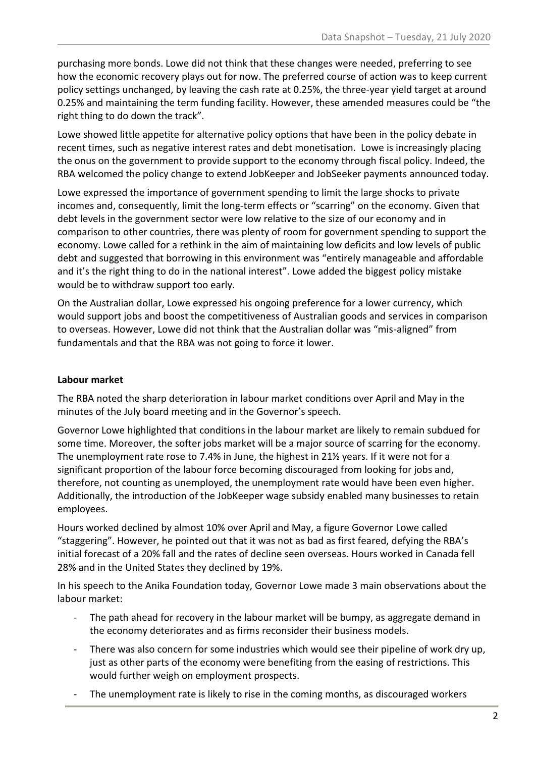purchasing more bonds. Lowe did not think that these changes were needed, preferring to see how the economic recovery plays out for now. The preferred course of action was to keep current policy settings unchanged, by leaving the cash rate at 0.25%, the three-year yield target at around 0.25% and maintaining the term funding facility. However, these amended measures could be "the right thing to do down the track".

Lowe showed little appetite for alternative policy options that have been in the policy debate in recent times, such as negative interest rates and debt monetisation. Lowe is increasingly placing the onus on the government to provide support to the economy through fiscal policy. Indeed, the RBA welcomed the policy change to extend JobKeeper and JobSeeker payments announced today.

Lowe expressed the importance of government spending to limit the large shocks to private incomes and, consequently, limit the long-term effects or "scarring" on the economy. Given that debt levels in the government sector were low relative to the size of our economy and in comparison to other countries, there was plenty of room for government spending to support the economy. Lowe called for a rethink in the aim of maintaining low deficits and low levels of public debt and suggested that borrowing in this environment was "entirely manageable and affordable and it's the right thing to do in the national interest". Lowe added the biggest policy mistake would be to withdraw support too early.

On the Australian dollar, Lowe expressed his ongoing preference for a lower currency, which would support jobs and boost the competitiveness of Australian goods and services in comparison to overseas. However, Lowe did not think that the Australian dollar was "mis-aligned" from fundamentals and that the RBA was not going to force it lower.

**Labour market**

The RBA noted the sharp deterioration in labour market conditions over April and May in the minutes of the July board meeting and in the Governor's speech.

Governor Lowe highlighted that conditions in the labour market are likely to remain subdued for some time. Moreover, the softer jobs market will be a major source of scarring for the economy. The unemployment rate rose to 7.4% in June, the highest in 21½ years. If it were not for a significant proportion of the labour force becoming discouraged from looking for jobs and, therefore, not counting as unemployed, the unemployment rate would have been even higher. Additionally, the introduction of the JobKeeper wage subsidy enabled many businesses to retain employees.

Hours worked declined by almost 10% over April and May, a figure Governor Lowe called "staggering". However, he pointed out that it was not as bad as first feared, defying the RBA's initial forecast of a 20% fall and the rates of decline seen overseas. Hours worked in Canada fell 28% and in the United States they declined by 19%.

In his speech to the Anika Foundation today, Governor Lowe made 3 main observations about the labour market:

- The path ahead for recovery in the labour market will be bumpy, as aggregate demand in the economy deteriorates and as firms reconsider their business models.
- There was also concern for some industries which would see their pipeline of work dry up, just as other parts of the economy were benefiting from the easing of restrictions. This would further weigh on employment prospects.
- The unemployment rate is likely to rise in the coming months, as discouraged workers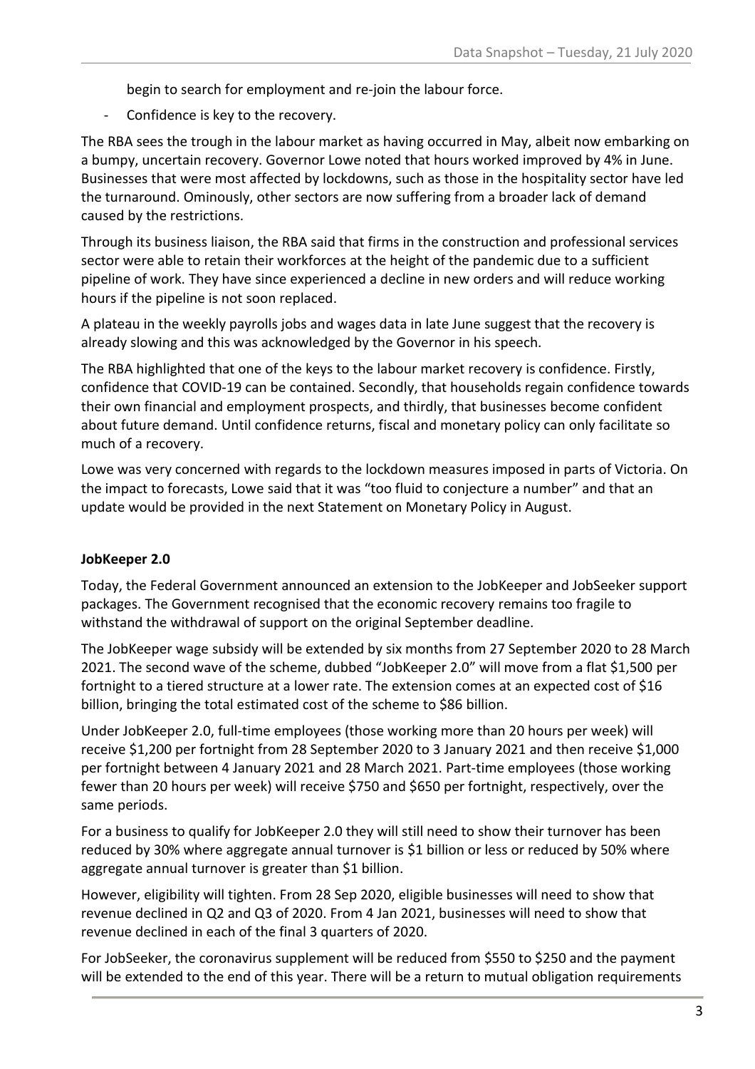begin to search for employment and re-join the labour force.

- Confidence is key to the recovery.

The RBA sees the trough in the labour market as having occurred in May, albeit now embarking on a bumpy, uncertain recovery. Governor Lowe noted that hours worked improved by 4% in June. Businesses that were most affected by lockdowns, such as those in the hospitality sector have led the turnaround. Ominously, other sectors are now suffering from a broader lack of demand caused by the restrictions.

Through its business liaison, the RBA said that firms in the construction and professional services sector were able to retain their workforces at the height of the pandemic due to a sufficient pipeline of work. They have since experienced a decline in new orders and will reduce working hours if the pipeline is not soon replaced.

A plateau in the weekly payrolls jobs and wages data in late June suggest that the recovery is already slowing and this was acknowledged by the Governor in his speech.

The RBA highlighted that one of the keys to the labour market recovery is confidence. Firstly, confidence that COVID-19 can be contained. Secondly, that households regain confidence towards their own financial and employment prospects, and thirdly, that businesses become confident about future demand. Until confidence returns, fiscal and monetary policy can only facilitate so much of a recovery.

Lowe was very concerned with regards to the lockdown measures imposed in parts of Victoria. On the impact to forecasts, Lowe said that it was "too fluid to conjecture a number" and that an update would be provided in the next Statement on Monetary Policy in August.

## JobKeeper 2.0

Today, the Federal Government announced an extension to the JobKeeper and JobSeeker support packages. The Government recognised that the economic recovery remains too fragile to withstand the withdrawal of support on the original September deadline.

The JobKeeper wage subsidy will be extended by six months from 27 September 2020 to 28 March 2021. The second wave of the scheme, dubbed "JobKeeper 2.0" will move from a flat $1,500 per fortnight to a tiered structure at a lower rate. The extension comes at an expected cost of $16 billion, bringing the total estimated cost of the scheme to $86 billion.

Under JobKeeper 2.0, full-time employees (those working more than 20 hours per week) will receive $1,200 per fortnight from 28 September 2020 to 3 January 2021 and then receive $1,000 per fortnight between 4 January 2021 and 28 March 2021. Part-time employees (those working fewer than 20 hours per week) will receive $750 and $650 per fortnight, respectively, over the same periods.

For a business to qualify for JobKeeper 2.0 they will still need to show their turnover has been reduced by 30% where aggregate annual turnover is $1 billion or less or reduced by 50% where aggregate annual turnover is greater than $1 billion.

However, eligibility will tighten. From 28 Sep 2020, eligible businesses will need to show that revenue declined in Q2 and Q3 of 2020. From 4 Jan 2021, businesses will need to show that revenue declined in each of the final 3 quarters of 2020.

For JobSeeker, the coronavirus supplement will be reduced from $550 to $250 and the payment will be extended to the end of this year. There will be a return to mutual obligation requirements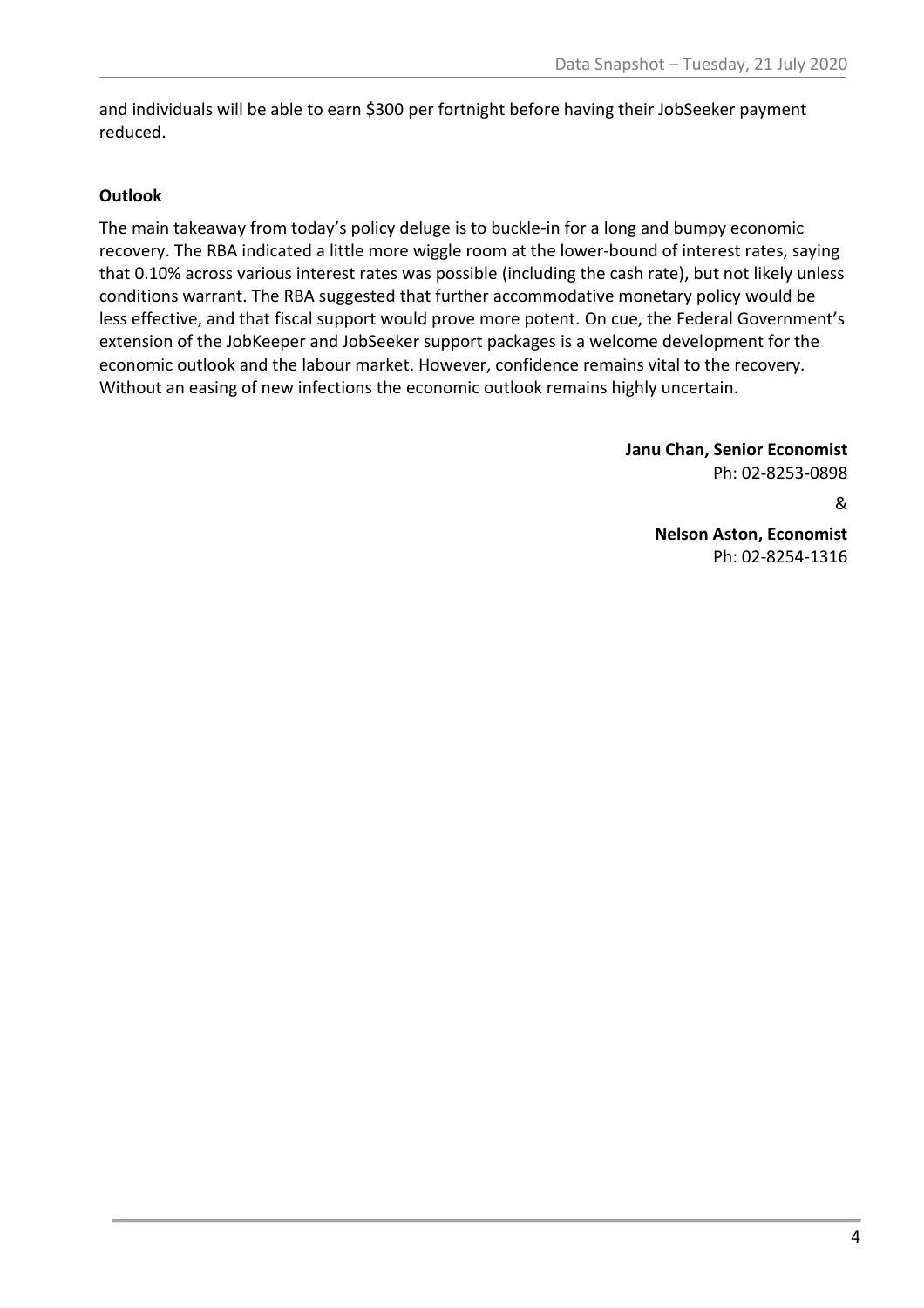and individuals will be able to earn $300 per fortnight before having their JobSeeker payment reduced.

**Outlook**

The main takeaway from today's policy deluge is to buckle-in for a long and bumpy economic recovery. The RBA indicated a little more wiggle room at the lower-bound of interest rates, saying that 0.10% across various interest rates was possible (including the cash rate), but not likely unless conditions warrant. The RBA suggested that further accommodative monetary policy would be less effective, and that fiscal support would prove more potent. On cue, the Federal Government's extension of the JobKeeper and JobSeeker support packages is a welcome development for the economic outlook and the labour market. However, confidence remains vital to the recovery. Without an easing of new infections the economic outlook remains highly uncertain.

**Janu Chan, Senior Economist**
Ph: 02-8253-0898

&

**Nelson Aston, Economist**
Ph: 02-8254-1316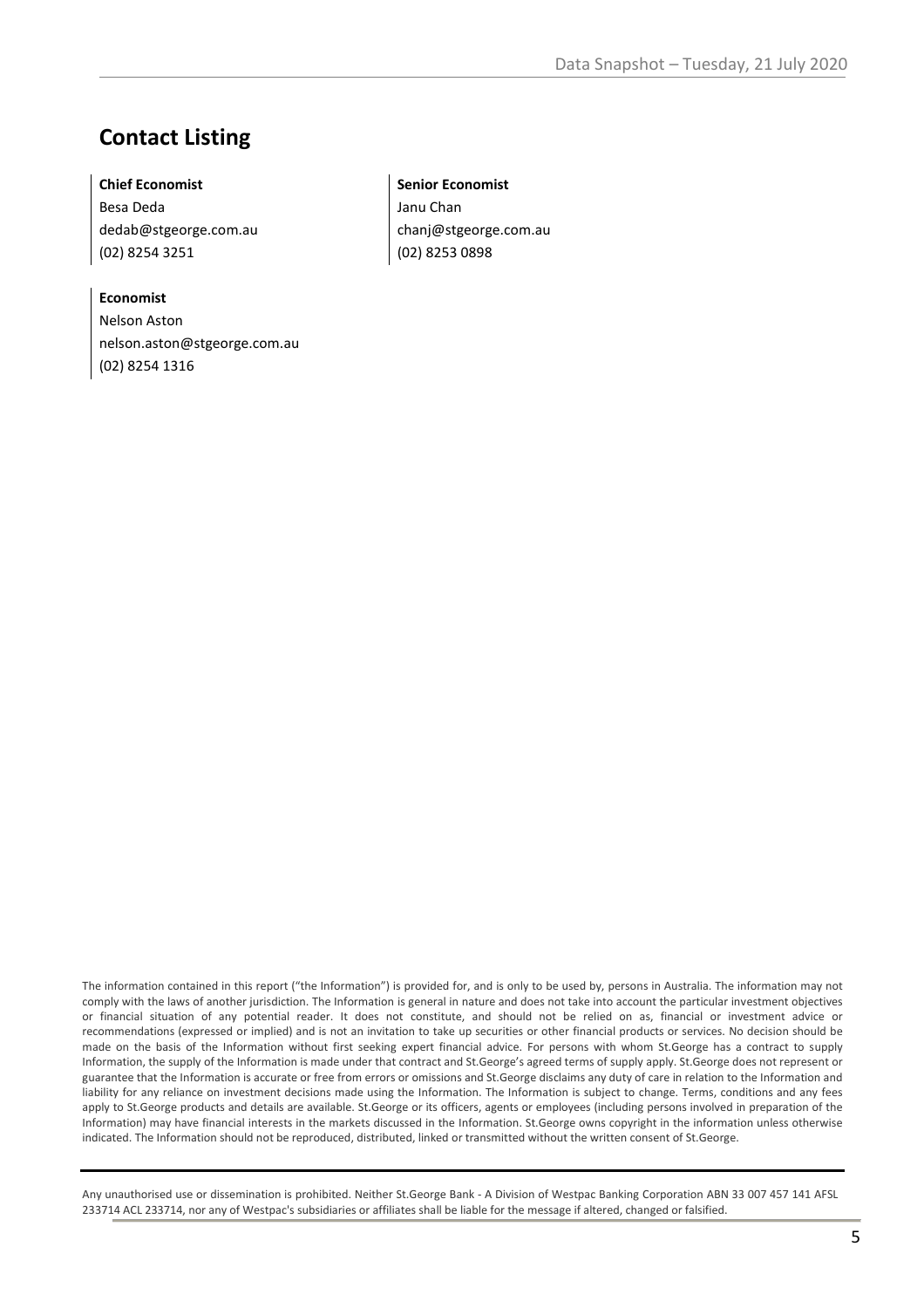## Contact Listing

**Chief Economist**
Besa Deda
dedab@stgeorge.com.au
(02) 8254 3251

**Senior Economist**
Janu Chan
chanj@stgeorge.com.au
(02) 8253 0898

**Economist**
Nelson Aston
nelson.aston@stgeorge.com.au
(02) 8254 1316

The information contained in this report ("the Information") is provided for, and is only to be used by, persons in Australia. The information may not comply with the laws of another jurisdiction. The Information is general in nature and does not take into account the particular investment objectives or financial situation of any potential reader. It does not constitute, and should not be relied on as, financial or investment advice or recommendations (expressed or implied) and is not an invitation to take up securities or other financial products or services. No decision should be made on the basis of the Information without first seeking expert financial advice. For persons with whom St.George has a contract to supply Information, the supply of the Information is made under that contract and St.George's agreed terms of supply apply. St.George does not represent or guarantee that the Information is accurate or free from errors or omissions and St.George disclaims any duty of care in relation to the Information and liability for any reliance on investment decisions made using the Information. The Information is subject to change. Terms, conditions and any fees apply to St.George products and details are available. St.George or its officers, agents or employees (including persons involved in preparation of the Information) may have financial interests in the markets discussed in the Information. St.George owns copyright in the information unless otherwise indicated. The Information should not be reproduced, distributed, linked or transmitted without the written consent of St.George.

Any unauthorised use or dissemination is prohibited. Neither St.George Bank - A Division of Westpac Banking Corporation ABN 33 007 457 141 AFSL 233714 ACL 233714, nor any of Westpac's subsidiaries or affiliates shall be liable for the message if altered, changed or falsified.